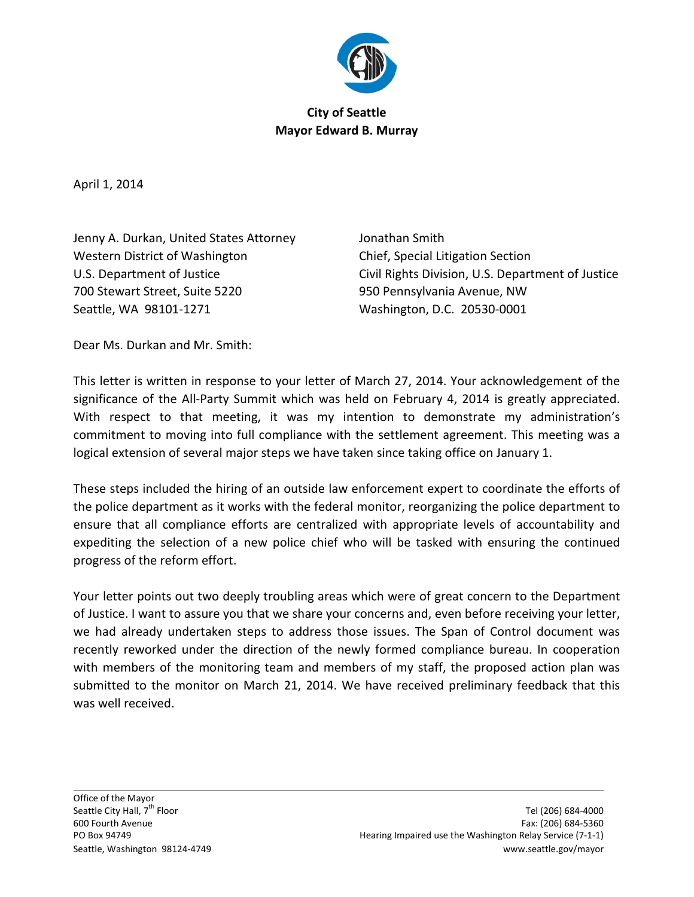**City of Seattle**
**Mayor Edward B. Murray**

April 1, 2014

Jenny A. Durkan, United States Attorney
Western District of Washington
U.S. Department of Justice
700 Stewart Street, Suite 5220
Seattle, WA 98101-1271

Jonathan Smith
Chief, Special Litigation Section
Civil Rights Division, U.S. Department of Justice
950 Pennsylvania Avenue, NW
Washington, D.C. 20530-0001

Dear Ms. Durkan and Mr. Smith:

This letter is written in response to your letter of March 27, 2014. Your acknowledgement of the significance of the All-Party Summit which was held on February 4, 2014 is greatly appreciated. With respect to that meeting, it was my intention to demonstrate my administration's commitment to moving into full compliance with the settlement agreement. This meeting was a logical extension of several major steps we have taken since taking office on January 1.

These steps included the hiring of an outside law enforcement expert to coordinate the efforts of the police department as it works with the federal monitor, reorganizing the police department to ensure that all compliance efforts are centralized with appropriate levels of accountability and expediting the selection of a new police chief who will be tasked with ensuring the continued progress of the reform effort.

Your letter points out two deeply troubling areas which were of great concern to the Department of Justice. I want to assure you that we share your concerns and, even before receiving your letter, we had already undertaken steps to address those issues. The Span of Control document was recently reworked under the direction of the newly formed compliance bureau. In cooperation with members of the monitoring team and members of my staff, the proposed action plan was submitted to the monitor on March 21, 2014. We have received preliminary feedback that this was well received.

Office of the Mayor
Seattle City Hall, 7th Floor
600 Fourth Avenue
PO Box 94749
Seattle, Washington 98124-4749

Tel (206) 684-4000
Fax: (206) 684-5360
Hearing Impaired use the Washington Relay Service (7-1-1)
www.seattle.gov/mayor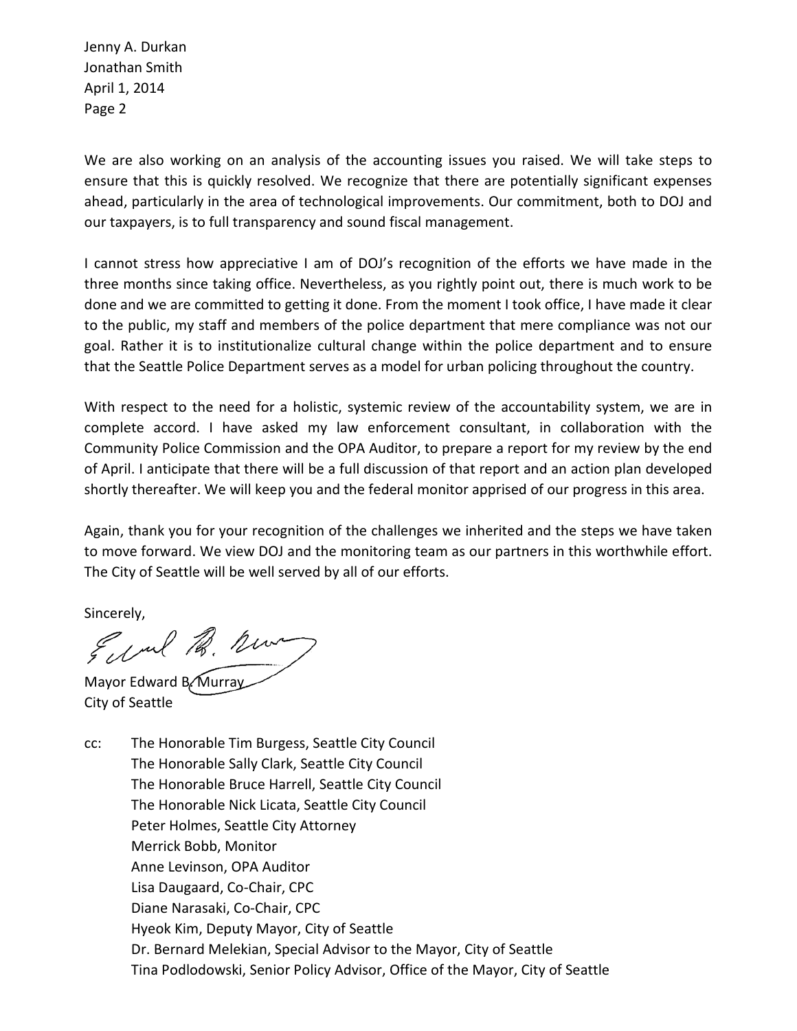We are also working on an analysis of the accounting issues you raised. We will take steps to ensure that this is quickly resolved. We recognize that there are potentially significant expenses ahead, particularly in the area of technological improvements. Our commitment, both to DOJ and our taxpayers, is to full transparency and sound fiscal management.

I cannot stress how appreciative I am of DOJ's recognition of the efforts we have made in the three months since taking office. Nevertheless, as you rightly point out, there is much work to be done and we are committed to getting it done. From the moment I took office, I have made it clear to the public, my staff and members of the police department that mere compliance was not our goal. Rather it is to institutionalize cultural change within the police department and to ensure that the Seattle Police Department serves as a model for urban policing throughout the country.

With respect to the need for a holistic, systemic review of the accountability system, we are in complete accord. I have asked my law enforcement consultant, in collaboration with the Community Police Commission and the OPA Auditor, to prepare a report for my review by the end of April. I anticipate that there will be a full discussion of that report and an action plan developed shortly thereafter. We will keep you and the federal monitor apprised of our progress in this area.

Again, thank you for your recognition of the challenges we inherited and the steps we have taken to move forward. We view DOJ and the monitoring team as our partners in this worthwhile effort. The City of Seattle will be well served by all of our efforts.

Sincerely,

Mayor Edward B. Murray
City of Seattle

cc: The Honorable Tim Burgess, Seattle City Council
The Honorable Sally Clark, Seattle City Council
The Honorable Bruce Harrell, Seattle City Council
The Honorable Nick Licata, Seattle City Council
Peter Holmes, Seattle City Attorney
Merrick Bobb, Monitor
Anne Levinson, OPA Auditor
Lisa Daugaard, Co-Chair, CPC
Diane Narasaki, Co-Chair, CPC
Hyeok Kim, Deputy Mayor, City of Seattle
Dr. Bernard Melekian, Special Advisor to the Mayor, City of Seattle
Tina Podlodowski, Senior Policy Advisor, Office of the Mayor, City of Seattle